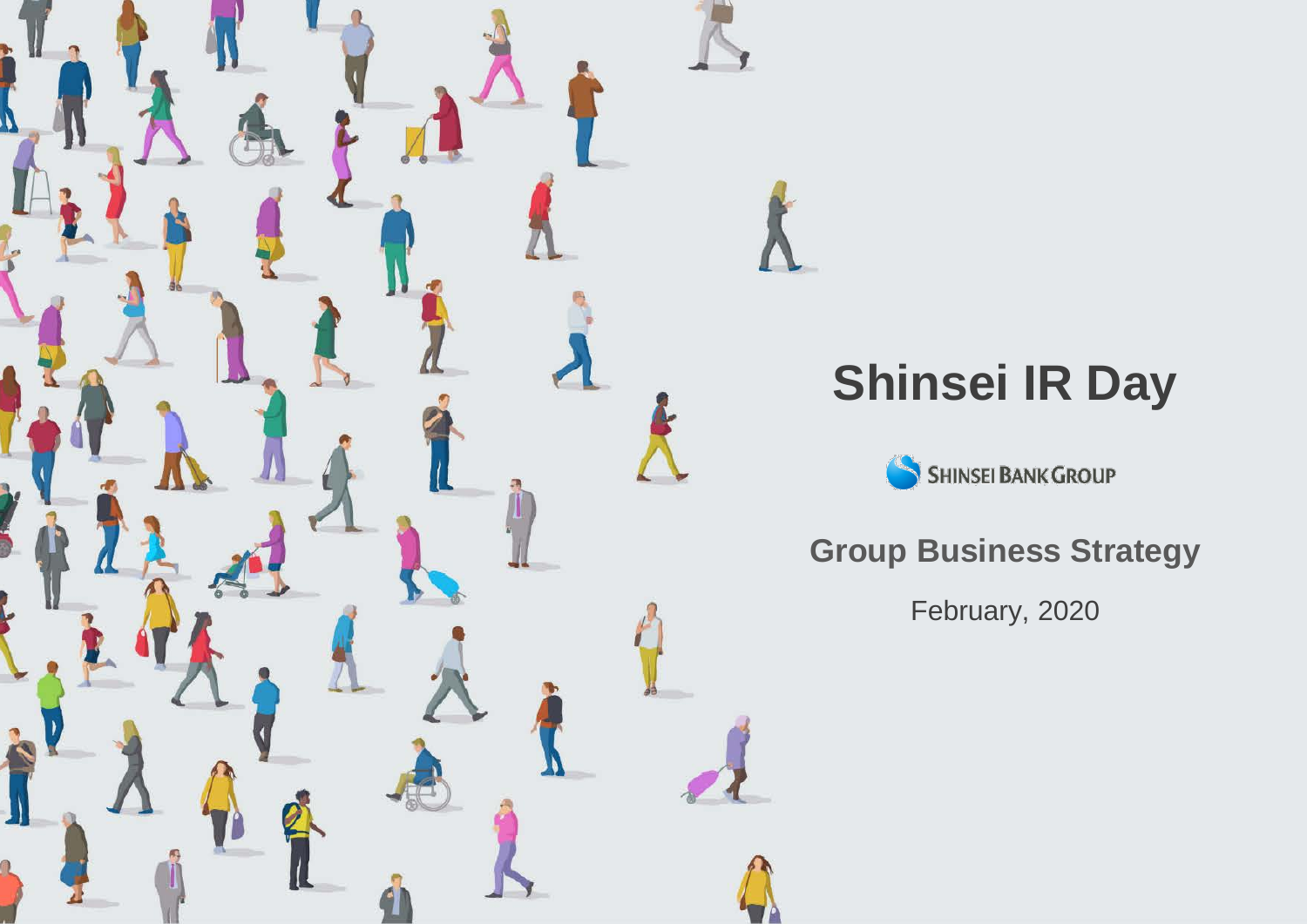# Shinsei IR Day

SHINSEI BANK GROUP

## Group Business Strategy

February, 2020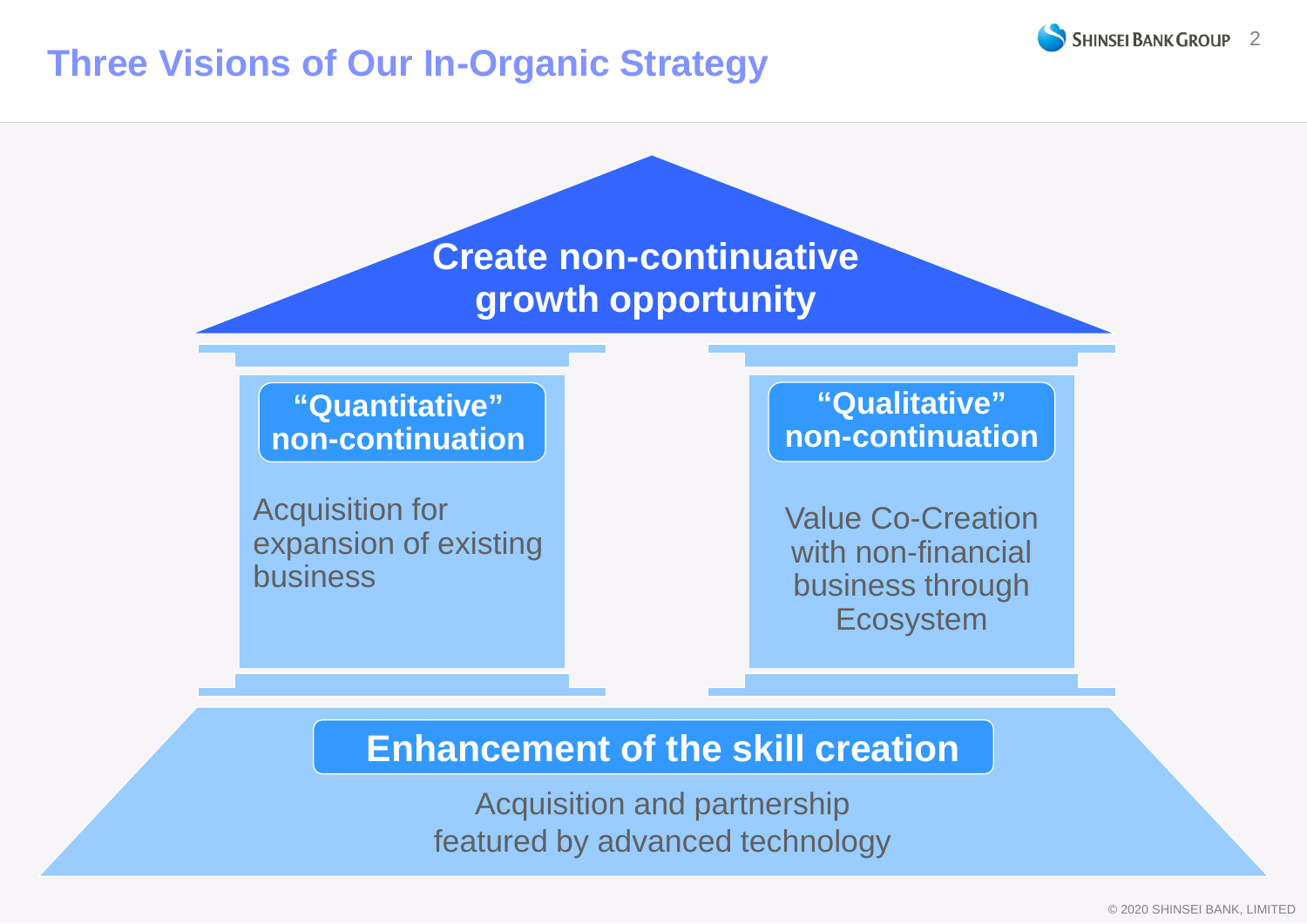# Three Visions of Our In-Organic Strategy

## Create non-continuative growth opportunity

### "Quantitative" non-continuation

Acquisition for expansion of existing business

### "Qualitative" non-continuation

Value Co-Creation with non-financial business through Ecosystem

### Enhancement of the skill creation

Acquisition and partnership featured by advanced technology

© 2020 SHINSEI BANK, LIMITED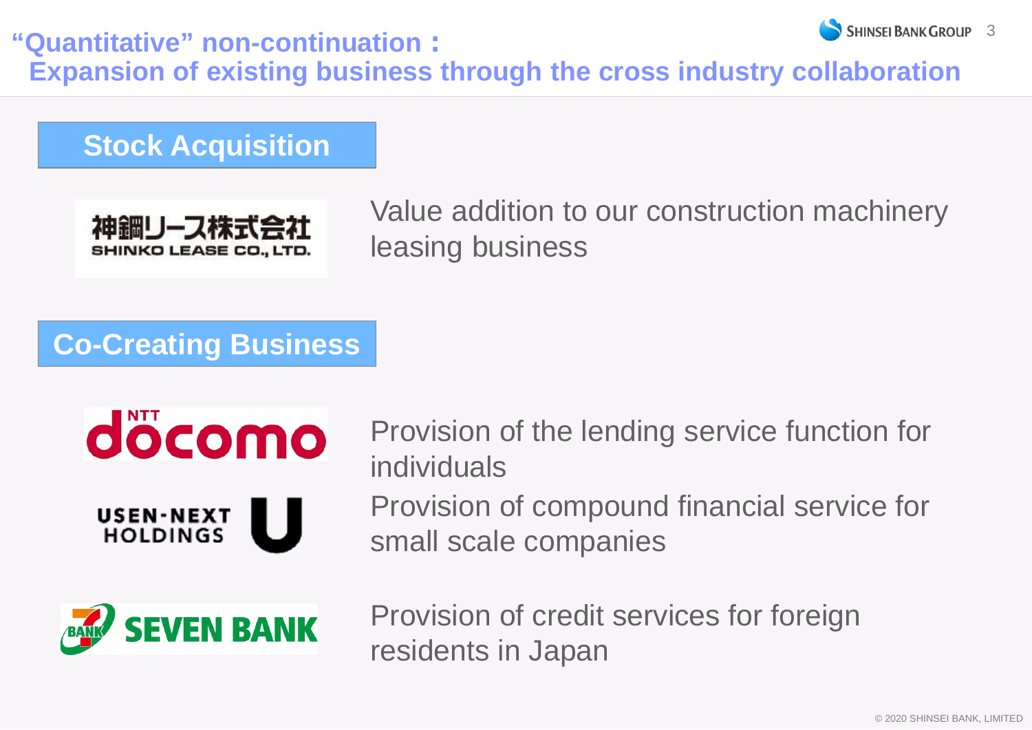# "Quantitative" non-continuation：Expansion of existing business through the cross industry collaboration

## Stock Acquisition

神鋼リース株式会社
SHINKO LEASE CO., LTD.

Value addition to our construction machinery leasing business

## Co-Creating Business

NTT docomo

Provision of the lending service function for individuals

USEN-NEXT HOLDINGS

Provision of compound financial service for small scale companies

SEVEN BANK

Provision of credit services for foreign residents in Japan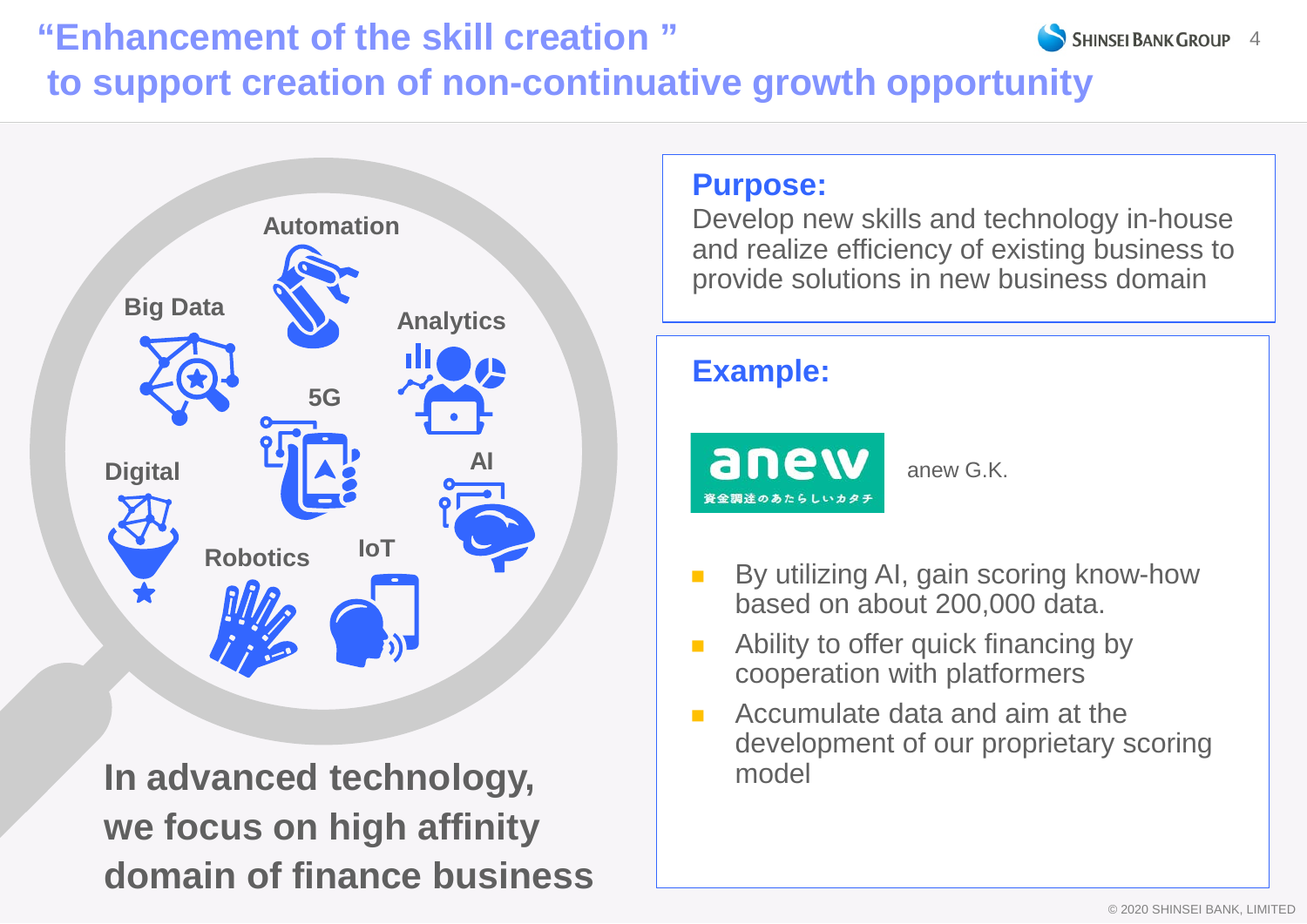# "Enhancement of the skill creation" to support creation of non-continuative growth opportunity

Automation

Big Data

Analytics

5G

Digital

AI

Robotics

IoT

**In advanced technology, we focus on high affinity domain of finance business**

## Purpose:

Develop new skills and technology in-house and realize efficiency of existing business to provide solutions in new business domain

## Example:

anew 資金調達のあたらしいカタチ

anew G.K.

- By utilizing AI, gain scoring know-how based on about 200,000 data.
- Ability to offer quick financing by cooperation with platformers
- Accumulate data and aim at the development of our proprietary scoring model

© 2020 SHINSEI BANK, LIMITED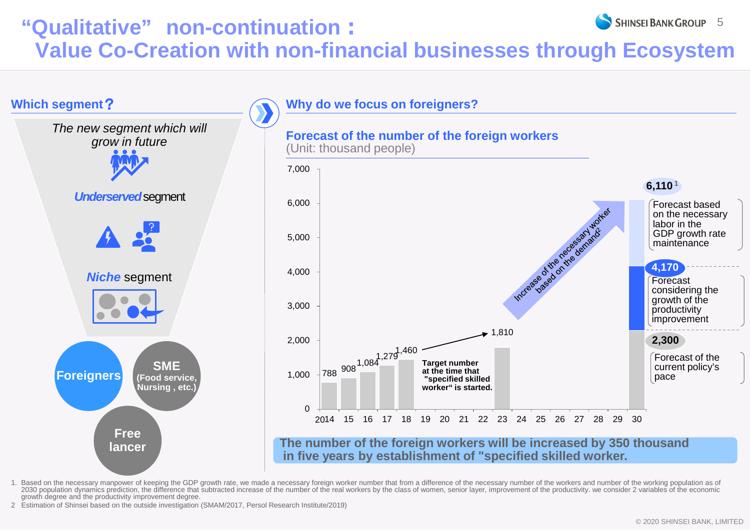# "Qualitative" non-continuation : Value Co-Creation with non-financial businesses through Ecosystem

## Which segment?

*The new segment which will grow in future*

***Underserved*** segment

***Niche*** segment

- Foreigners
- SME (Food service, Nursing , etc.)
- Free lancer

## Why do we focus on foreigners?

### Forecast of the number of the foreign workers

(Unit: thousand people)

| Year | Number |
| --- | --- |
| 2014 | 788 |
| 15 | 908 |
| 16 | 1,084 |
| 17 | 1,279 |
| 18 | 1,460 |
| 23 | 1,810 |
| 30 | 2,300 / 4,170 / 6,110[1] |

Target number at the time that "specified skilled worker" is started.

Increase of the necessary worker based on the demand[2]

- 6,110[1]: Forecast based on the necessary labor in the GDP growth rate maintenance
- 4,170: Forecast considering the growth of the productivity improvement
- 2,300: Forecast of the current policy's pace

**The number of the foreign workers will be increased by 350 thousand in five years by establishment of "specified skilled worker.**

1. Based on the necessary manpower of keeping the GDP growth rate, we made a necessary foreign worker number that from a difference of the necessary number of the workers and number of the working population as of 2030 population dynamics prediction, the difference that subtracted increase of the number of the real workers by the class of women, senior layer, improvement of the productivity. we consider 2 variables of the economic growth degree and the productivity improvement degree.
2. Estimation of Shinsei based on the outside investigation (SMAM/2017, Persol Research Institute/2019)

© 2020 SHINSEI BANK, LIMITED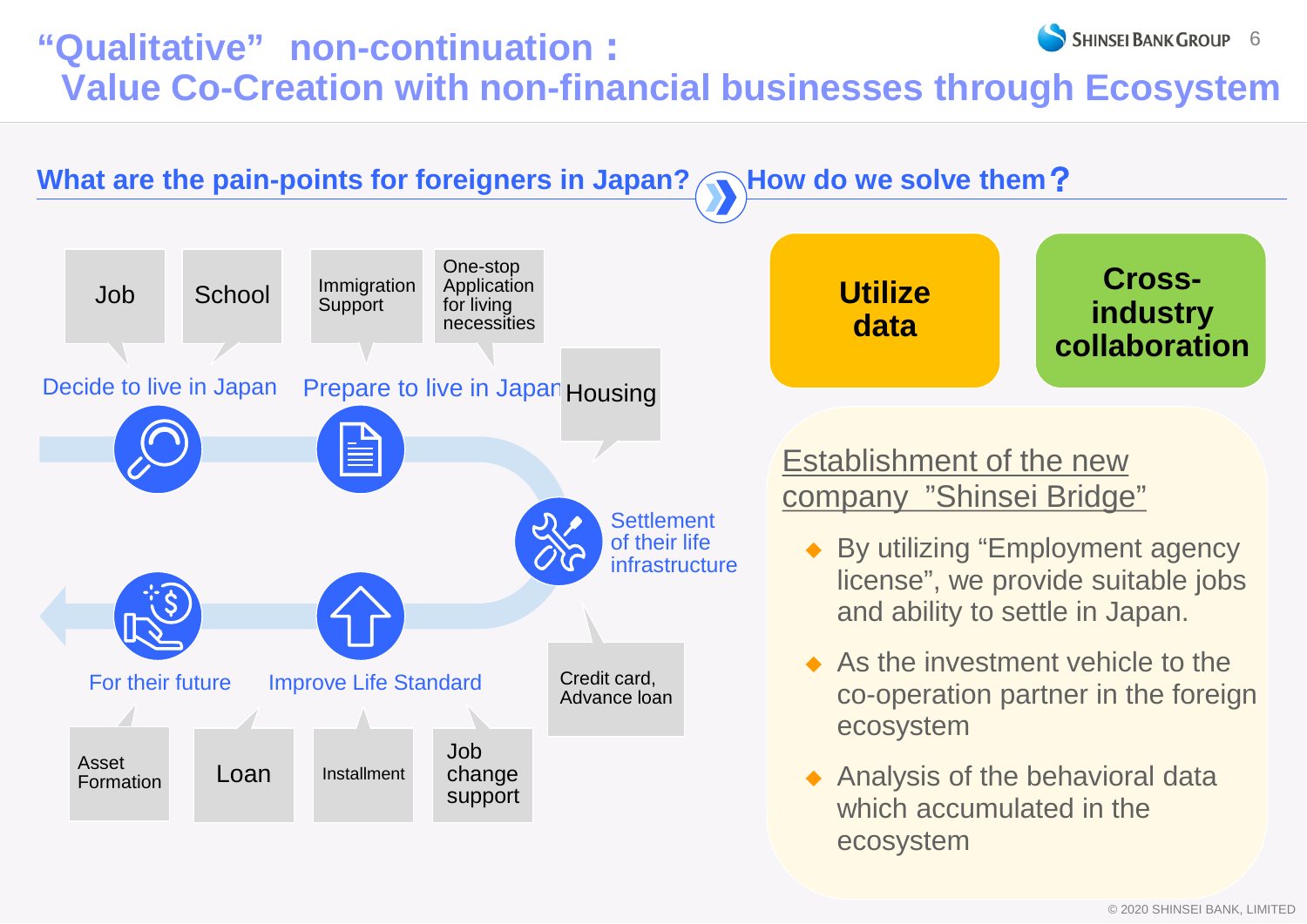# "Qualitative" non-continuation：Value Co-Creation with non-financial businesses through Ecosystem

## What are the pain-points for foreigners in Japan?

**Decide to live in Japan**
- Job
- School

**Prepare to live in Japan**
- Immigration Support
- One-stop Application for living necessities

**Settlement of their life infrastructure**
- Housing
- Credit card, Advance loan

**Improve Life Standard**
- Loan
- Installment
- Job change support

**For their future**
- Asset Formation

## How do we solve them？

**Utilize data**

**Cross-industry collaboration**

### Establishment of the new company "Shinsei Bridge"

- By utilizing "Employment agency license", we provide suitable jobs and ability to settle in Japan.
- As the investment vehicle to the co-operation partner in the foreign ecosystem
- Analysis of the behavioral data which accumulated in the ecosystem

© 2020 SHINSEI BANK, LIMITED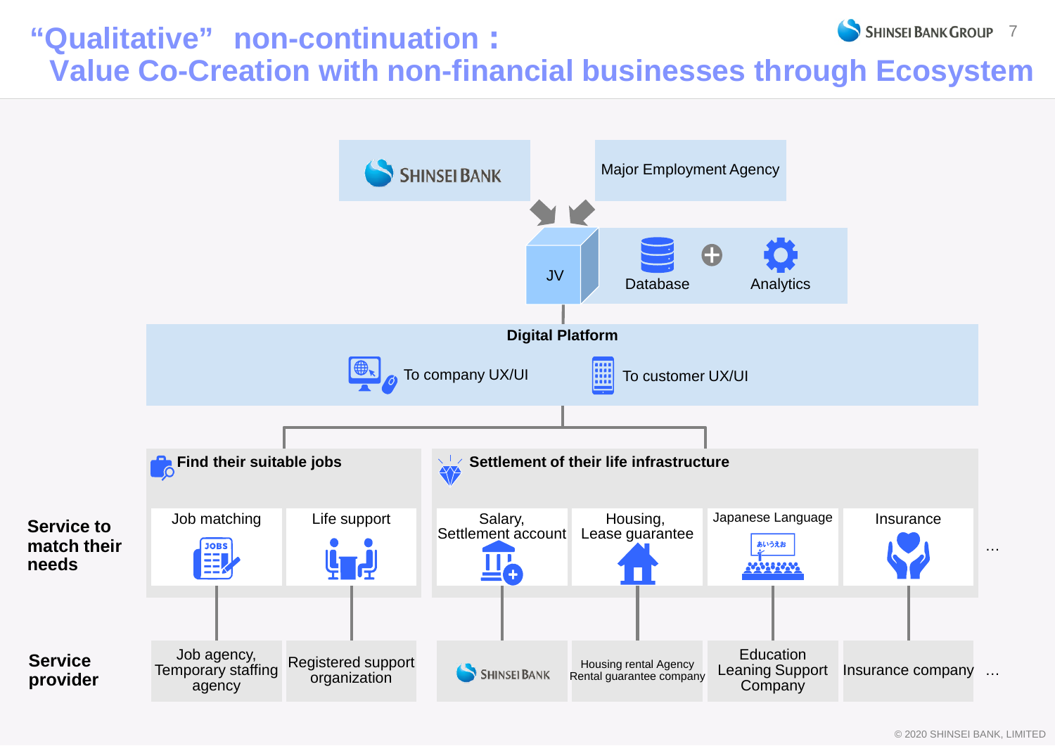# "Qualitative" non-continuation : Value Co-Creation with non-financial businesses through Ecosystem

SHINSEI BANK

Major Employment Agency

JV

Database + Analytics

**Digital Platform**

To company UX/UI

To customer UX/UI

**Find their suitable jobs**

**Settlement of their life infrastructure**

| | | | | | | | |
|---|---|---|---|---|---|---|---|
| **Service to match their needs** | Job matching | Life support | Salary, Settlement account | Housing, Lease guarantee | Japanese Language | Insurance | … |
| **Service provider** | Job agency, Temporary staffing agency | Registered support organization | SHINSEI BANK | Housing rental Agency Rental guarantee company | Education Leaning Support Company | Insurance company | … |

© 2020 SHINSEI BANK, LIMITED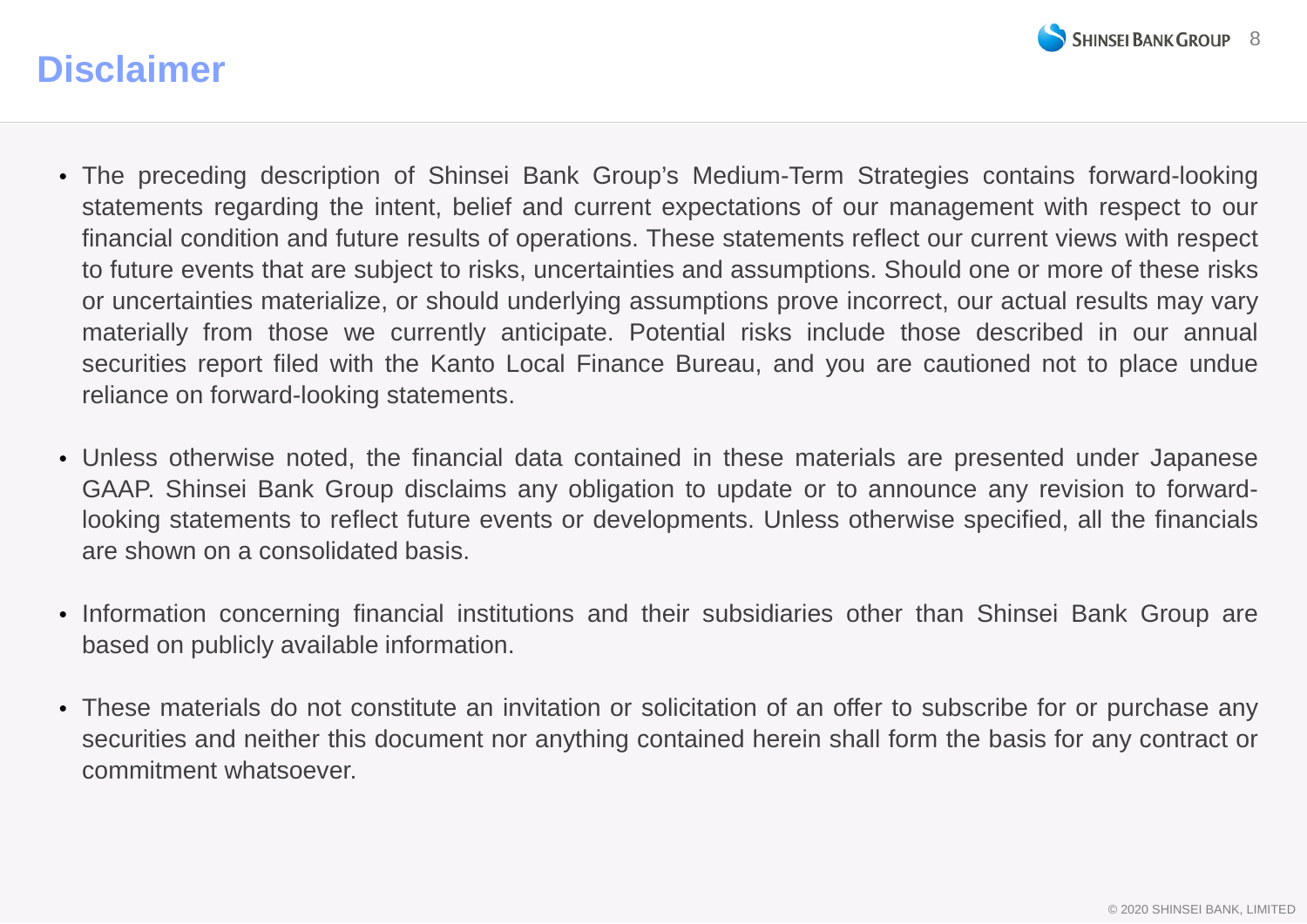# Disclaimer

- The preceding description of Shinsei Bank Group's Medium-Term Strategies contains forward-looking statements regarding the intent, belief and current expectations of our management with respect to our financial condition and future results of operations. These statements reflect our current views with respect to future events that are subject to risks, uncertainties and assumptions. Should one or more of these risks or uncertainties materialize, or should underlying assumptions prove incorrect, our actual results may vary materially from those we currently anticipate. Potential risks include those described in our annual securities report filed with the Kanto Local Finance Bureau, and you are cautioned not to place undue reliance on forward-looking statements.

- Unless otherwise noted, the financial data contained in these materials are presented under Japanese GAAP. Shinsei Bank Group disclaims any obligation to update or to announce any revision to forward-looking statements to reflect future events or developments. Unless otherwise specified, all the financials are shown on a consolidated basis.

- Information concerning financial institutions and their subsidiaries other than Shinsei Bank Group are based on publicly available information.

- These materials do not constitute an invitation or solicitation of an offer to subscribe for or purchase any securities and neither this document nor anything contained herein shall form the basis for any contract or commitment whatsoever.

© 2020 SHINSEI BANK, LIMITED